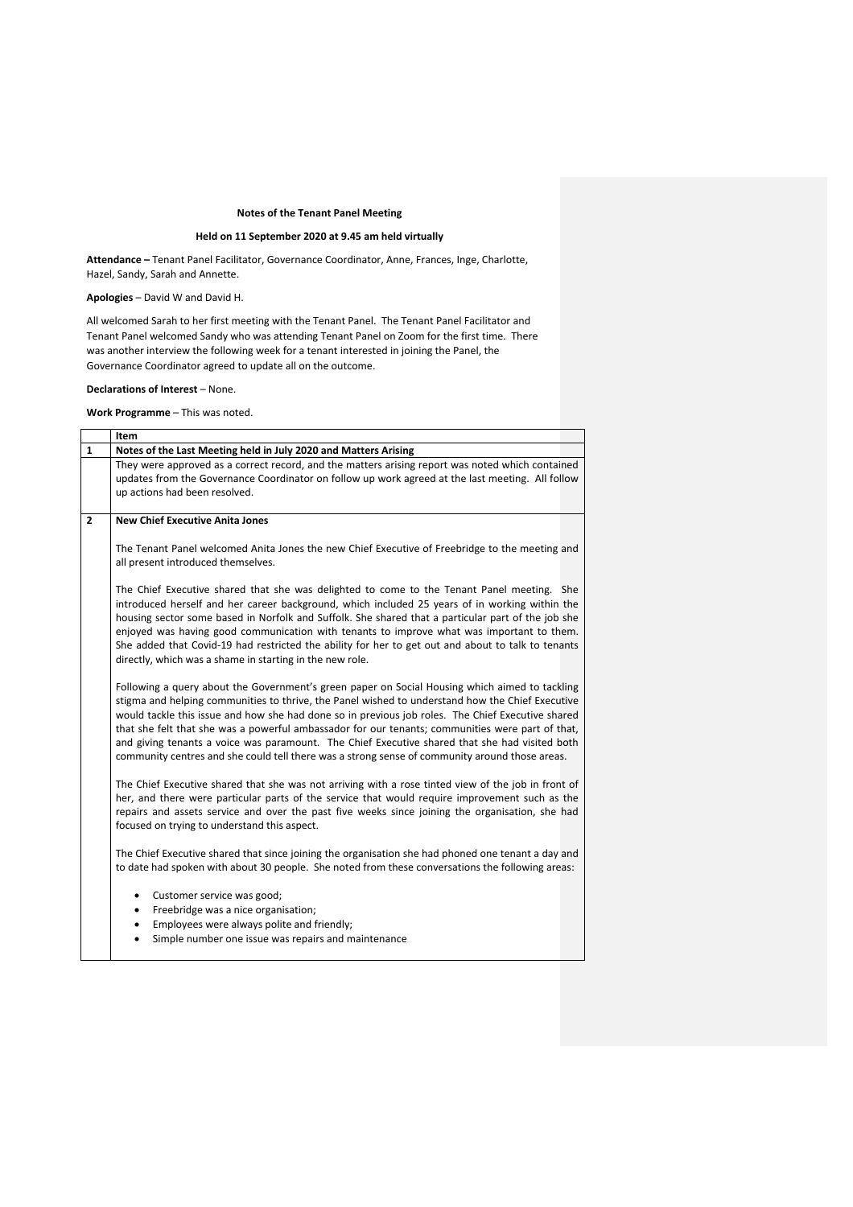**Notes of the Tenant Panel Meeting**

**Held on 11 September 2020 at 9.45 am held virtually**

**Attendance –** Tenant Panel Facilitator, Governance Coordinator, Anne, Frances, Inge, Charlotte, Hazel, Sandy, Sarah and Annette.

**Apologies** – David W and David H.

All welcomed Sarah to her first meeting with the Tenant Panel. The Tenant Panel Facilitator and Tenant Panel welcomed Sandy who was attending Tenant Panel on Zoom for the first time. There was another interview the following week for a tenant interested in joining the Panel, the Governance Coordinator agreed to update all on the outcome.

**Declarations of Interest** – None.

**Work Programme** – This was noted.

| | Item |
|---|---|
| **1** | **Notes of the Last Meeting held in July 2020 and Matters Arising** |
| | They were approved as a correct record, and the matters arising report was noted which contained updates from the Governance Coordinator on follow up work agreed at the last meeting. All follow up actions had been resolved. |
| **2** | **New Chief Executive Anita Jones** |
| | The Tenant Panel welcomed Anita Jones the new Chief Executive of Freebridge to the meeting and all present introduced themselves.<br><br>The Chief Executive shared that she was delighted to come to the Tenant Panel meeting. She introduced herself and her career background, which included 25 years of in working within the housing sector some based in Norfolk and Suffolk. She shared that a particular part of the job she enjoyed was having good communication with tenants to improve what was important to them. She added that Covid-19 had restricted the ability for her to get out and about to talk to tenants directly, which was a shame in starting in the new role.<br><br>Following a query about the Government's green paper on Social Housing which aimed to tackling stigma and helping communities to thrive, the Panel wished to understand how the Chief Executive would tackle this issue and how she had done so in previous job roles. The Chief Executive shared that she felt that she was a powerful ambassador for our tenants; communities were part of that, and giving tenants a voice was paramount. The Chief Executive shared that she had visited both community centres and she could tell there was a strong sense of community around those areas.<br><br>The Chief Executive shared that she was not arriving with a rose tinted view of the job in front of her, and there were particular parts of the service that would require improvement such as the repairs and assets service and over the past five weeks since joining the organisation, she had focused on trying to understand this aspect.<br><br>The Chief Executive shared that since joining the organisation she had phoned one tenant a day and to date had spoken with about 30 people. She noted from these conversations the following areas:<br><br>• Customer service was good;<br>• Freebridge was a nice organisation;<br>• Employees were always polite and friendly;<br>• Simple number one issue was repairs and maintenance |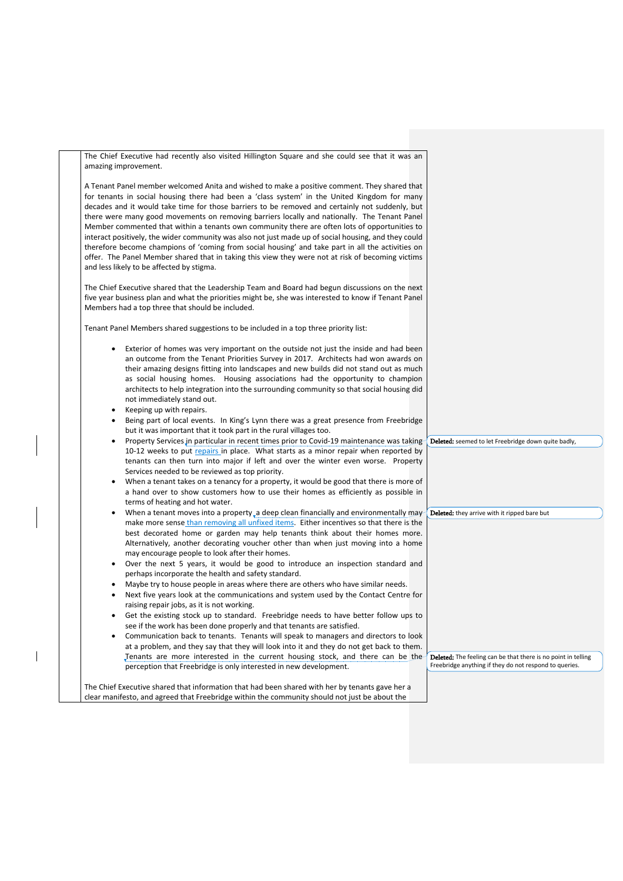The Chief Executive had recently also visited Hillington Square and she could see that it was an amazing improvement.

A Tenant Panel member welcomed Anita and wished to make a positive comment. They shared that for tenants in social housing there had been a 'class system' in the United Kingdom for many decades and it would take time for those barriers to be removed and certainly not suddenly, but there were many good movements on removing barriers locally and nationally. The Tenant Panel Member commented that within a tenants own community there are often lots of opportunities to interact positively, the wider community was also not just made up of social housing, and they could therefore become champions of 'coming from social housing' and take part in all the activities on offer. The Panel Member shared that in taking this view they were not at risk of becoming victims and less likely to be affected by stigma.

The Chief Executive shared that the Leadership Team and Board had begun discussions on the next five year business plan and what the priorities might be, she was interested to know if Tenant Panel Members had a top three that should be included.

Tenant Panel Members shared suggestions to be included in a top three priority list:

- Exterior of homes was very important on the outside not just the inside and had been an outcome from the Tenant Priorities Survey in 2017. Architects had won awards on their amazing designs fitting into landscapes and new builds did not stand out as much as social housing homes. Housing associations had the opportunity to champion architects to help integration into the surrounding community so that social housing did not immediately stand out.
- Keeping up with repairs.
- Being part of local events. In King's Lynn there was a great presence from Freebridge but it was important that it took part in the rural villages too.
- Property Services in particular in recent times prior to Covid-19 maintenance was taking 10-12 weeks to put repairs in place. What starts as a minor repair when reported by tenants can then turn into major if left and over the winter even worse. Property Services needed to be reviewed as top priority.
- When a tenant takes on a tenancy for a property, it would be good that there is more of a hand over to show customers how to use their homes as efficiently as possible in terms of heating and hot water.
- When a tenant moves into a property, a deep clean financially and environmentally may make more sense than removing all unfixed items. Either incentives so that there is the best decorated home or garden may help tenants think about their homes more. Alternatively, another decorating voucher other than when just moving into a home may encourage people to look after their homes.
- Over the next 5 years, it would be good to introduce an inspection standard and perhaps incorporate the health and safety standard.
- Maybe try to house people in areas where there are others who have similar needs.
- Next five years look at the communications and system used by the Contact Centre for raising repair jobs, as it is not working.
- Get the existing stock up to standard. Freebridge needs to have better follow ups to see if the work has been done properly and that tenants are satisfied.
- Communication back to tenants. Tenants will speak to managers and directors to look at a problem, and they say that they will look into it and they do not get back to them. Tenants are more interested in the current housing stock, and there can be the perception that Freebridge is only interested in new development.

The Chief Executive shared that information that had been shared with her by tenants gave her a clear manifesto, and agreed that Freebridge within the community should not just be about the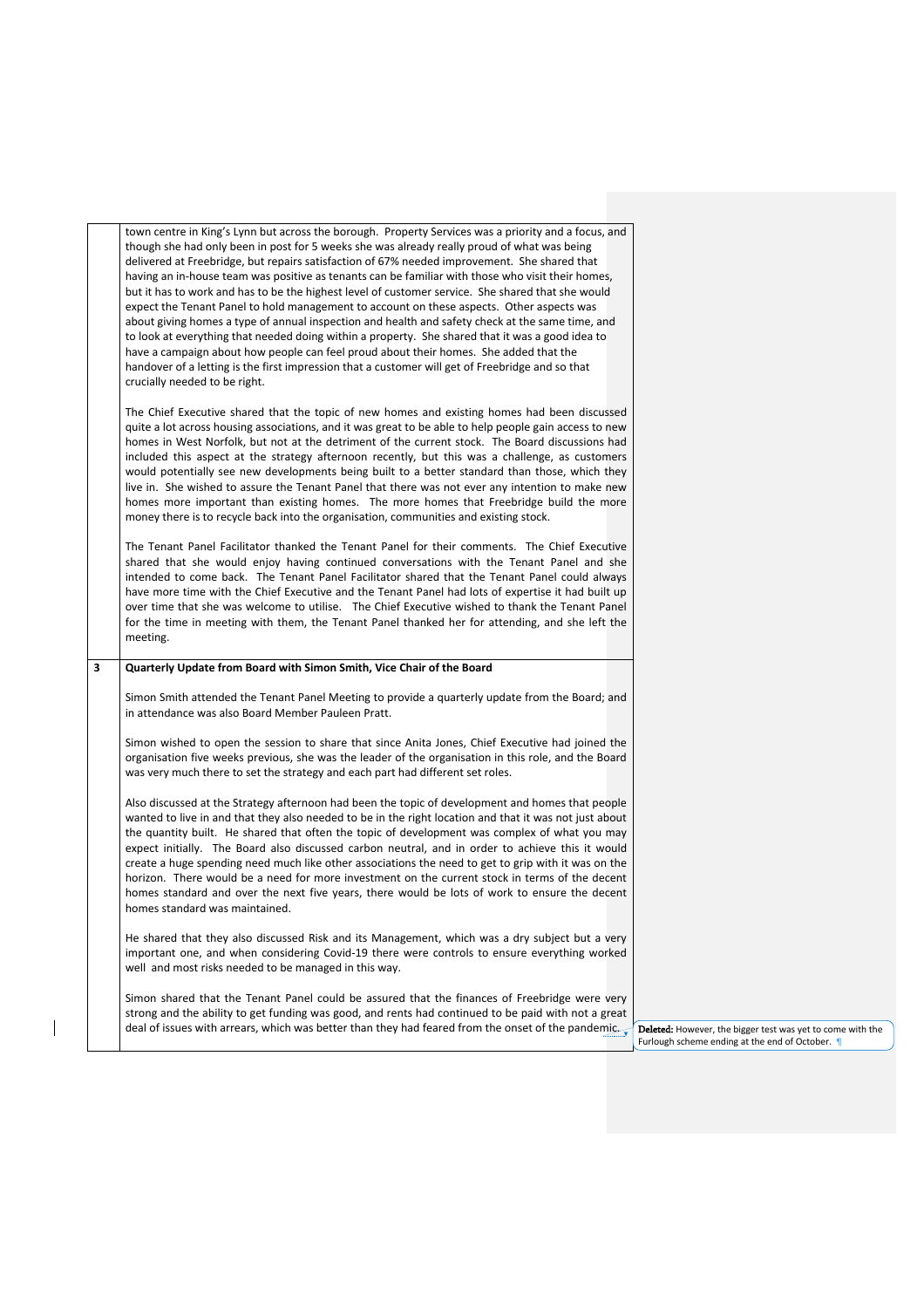| | |
|---|---|
| | town centre in King's Lynn but across the borough. Property Services was a priority and a focus, and though she had only been in post for 5 weeks she was already really proud of what was being delivered at Freebridge, but repairs satisfaction of 67% needed improvement. She shared that having an in-house team was positive as tenants can be familiar with those who visit their homes, but it has to work and has to be the highest level of customer service. She shared that she would expect the Tenant Panel to hold management to account on these aspects. Other aspects was about giving homes a type of annual inspection and health and safety check at the same time, and to look at everything that needed doing within a property. She shared that it was a good idea to have a campaign about how people can feel proud about their homes. She added that the handover of a letting is the first impression that a customer will get of Freebridge and so that crucially needed to be right.<br><br>The Chief Executive shared that the topic of new homes and existing homes had been discussed quite a lot across housing associations, and it was great to be able to help people gain access to new homes in West Norfolk, but not at the detriment of the current stock. The Board discussions had included this aspect at the strategy afternoon recently, but this was a challenge, as customers would potentially see new developments being built to a better standard than those, which they live in. She wished to assure the Tenant Panel that there was not ever any intention to make new homes more important than existing homes. The more homes that Freebridge build the more money there is to recycle back into the organisation, communities and existing stock.<br><br>The Tenant Panel Facilitator thanked the Tenant Panel for their comments. The Chief Executive shared that she would enjoy having continued conversations with the Tenant Panel and she intended to come back. The Tenant Panel Facilitator shared that the Tenant Panel could always have more time with the Chief Executive and the Tenant Panel had lots of expertise it had built up over time that she was welcome to utilise. The Chief Executive wished to thank the Tenant Panel for the time in meeting with them, the Tenant Panel thanked her for attending, and she left the meeting. |
| **3** | **Quarterly Update from Board with Simon Smith, Vice Chair of the Board**<br><br>Simon Smith attended the Tenant Panel Meeting to provide a quarterly update from the Board; and in attendance was also Board Member Pauleen Pratt.<br><br>Simon wished to open the session to share that since Anita Jones, Chief Executive had joined the organisation five weeks previous, she was the leader of the organisation in this role, and the Board was very much there to set the strategy and each part had different set roles.<br><br>Also discussed at the Strategy afternoon had been the topic of development and homes that people wanted to live in and that they also needed to be in the right location and that it was not just about the quantity built. He shared that often the topic of development was complex of what you may expect initially. The Board also discussed carbon neutral, and in order to achieve this it would create a huge spending need much like other associations the need to get to grip with it was on the horizon. There would be a need for more investment on the current stock in terms of the decent homes standard and over the next five years, there would be lots of work to ensure the decent homes standard was maintained.<br><br>He shared that they also discussed Risk and its Management, which was a dry subject but a very important one, and when considering Covid-19 there were controls to ensure everything worked well and most risks needed to be managed in this way.<br><br>Simon shared that the Tenant Panel could be assured that the finances of Freebridge were very strong and the ability to get funding was good, and rents had continued to be paid with not a great deal of issues with arrears, which was better than they had feared from the onset of the pandemic. |

Deleted: However, the bigger test was yet to come with the Furlough scheme ending at the end of October.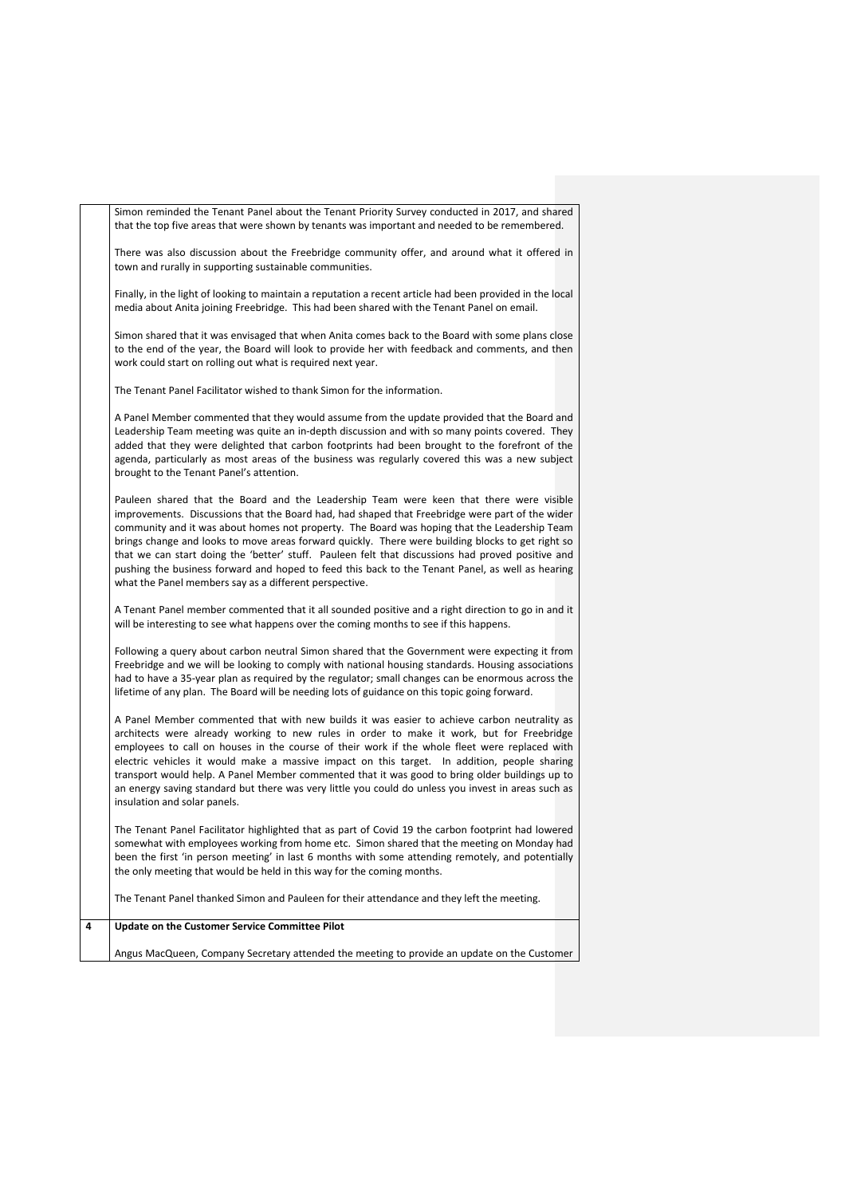| | |
|---|---|
| | Simon reminded the Tenant Panel about the Tenant Priority Survey conducted in 2017, and shared that the top five areas that were shown by tenants was important and needed to be remembered.<br><br>There was also discussion about the Freebridge community offer, and around what it offered in town and rurally in supporting sustainable communities.<br><br>Finally, in the light of looking to maintain a reputation a recent article had been provided in the local media about Anita joining Freebridge. This had been shared with the Tenant Panel on email.<br><br>Simon shared that it was envisaged that when Anita comes back to the Board with some plans close to the end of the year, the Board will look to provide her with feedback and comments, and then work could start on rolling out what is required next year.<br><br>The Tenant Panel Facilitator wished to thank Simon for the information.<br><br>A Panel Member commented that they would assume from the update provided that the Board and Leadership Team meeting was quite an in-depth discussion and with so many points covered. They added that they were delighted that carbon footprints had been brought to the forefront of the agenda, particularly as most areas of the business was regularly covered this was a new subject brought to the Tenant Panel's attention.<br><br>Pauleen shared that the Board and the Leadership Team were keen that there were visible improvements. Discussions that the Board had, had shaped that Freebridge were part of the wider community and it was about homes not property. The Board was hoping that the Leadership Team brings change and looks to move areas forward quickly. There were building blocks to get right so that we can start doing the 'better' stuff. Pauleen felt that discussions had proved positive and pushing the business forward and hoped to feed this back to the Tenant Panel, as well as hearing what the Panel members say as a different perspective.<br><br>A Tenant Panel member commented that it all sounded positive and a right direction to go in and it will be interesting to see what happens over the coming months to see if this happens.<br><br>Following a query about carbon neutral Simon shared that the Government were expecting it from Freebridge and we will be looking to comply with national housing standards. Housing associations had to have a 35-year plan as required by the regulator; small changes can be enormous across the lifetime of any plan. The Board will be needing lots of guidance on this topic going forward.<br><br>A Panel Member commented that with new builds it was easier to achieve carbon neutrality as architects were already working to new rules in order to make it work, but for Freebridge employees to call on houses in the course of their work if the whole fleet were replaced with electric vehicles it would make a massive impact on this target. In addition, people sharing transport would help. A Panel Member commented that it was good to bring older buildings up to an energy saving standard but there was very little you could do unless you invest in areas such as insulation and solar panels.<br><br>The Tenant Panel Facilitator highlighted that as part of Covid 19 the carbon footprint had lowered somewhat with employees working from home etc. Simon shared that the meeting on Monday had been the first 'in person meeting' in last 6 months with some attending remotely, and potentially the only meeting that would be held in this way for the coming months.<br><br>The Tenant Panel thanked Simon and Pauleen for their attendance and they left the meeting. |
| **4** | **Update on the Customer Service Committee Pilot** |
| | Angus MacQueen, Company Secretary attended the meeting to provide an update on the Customer |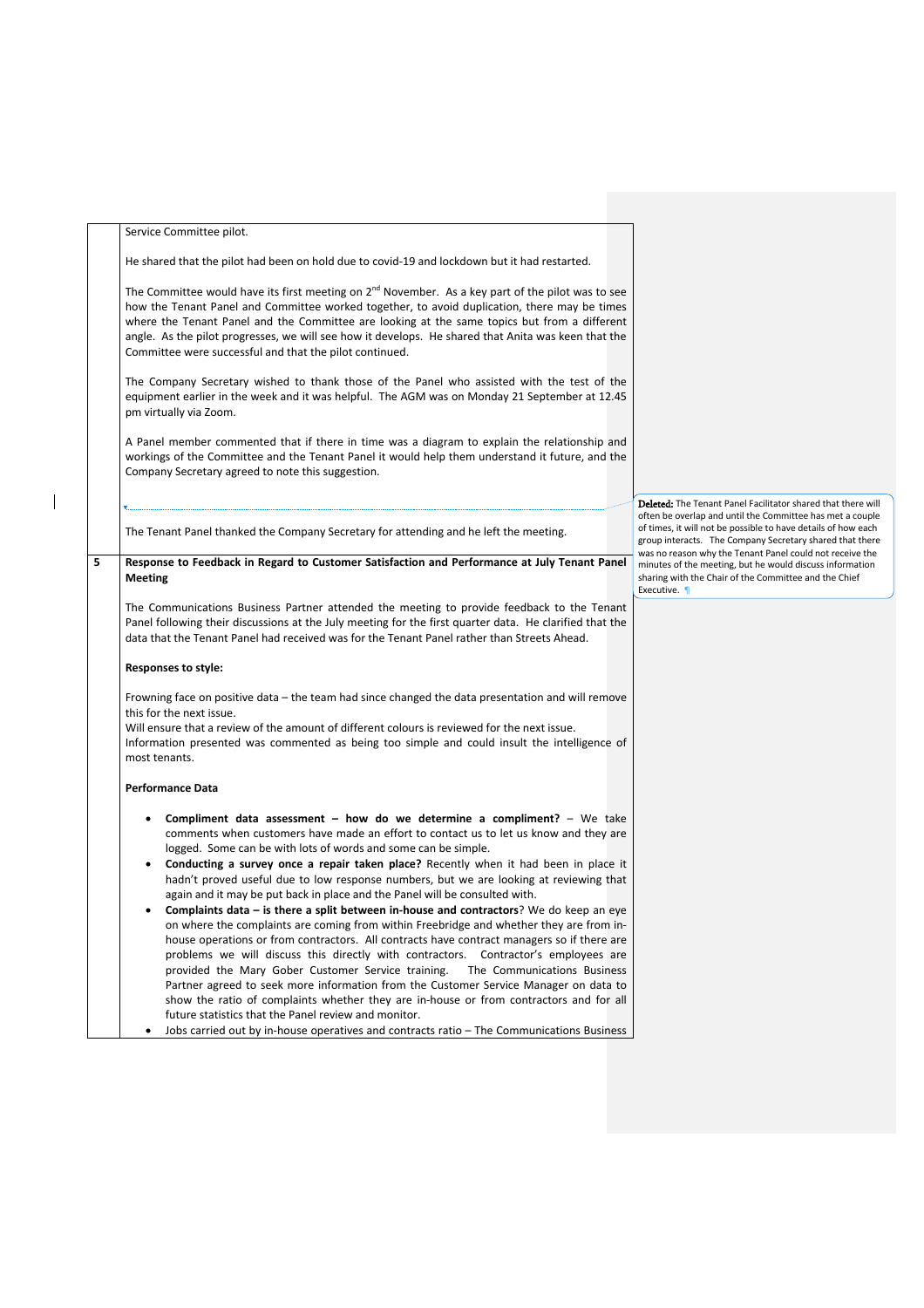Service Committee pilot.

He shared that the pilot had been on hold due to covid-19 and lockdown but it had restarted.

The Committee would have its first meeting on 2nd November. As a key part of the pilot was to see how the Tenant Panel and Committee worked together, to avoid duplication, there may be times where the Tenant Panel and the Committee are looking at the same topics but from a different angle. As the pilot progresses, we will see how it develops. He shared that Anita was keen that the Committee were successful and that the pilot continued.

The Company Secretary wished to thank those of the Panel who assisted with the test of the equipment earlier in the week and it was helpful. The AGM was on Monday 21 September at 12.45 pm virtually via Zoom.

A Panel member commented that if there in time was a diagram to explain the relationship and workings of the Committee and the Tenant Panel it would help them understand it future, and the Company Secretary agreed to note this suggestion.

**Deleted:** The Tenant Panel Facilitator shared that there will often be overlap and until the Committee has met a couple of times, it will not be possible to have details of how each group interacts. The Company Secretary shared that there was no reason why the Tenant Panel could not receive the minutes of the meeting, but he would discuss information sharing with the Chair of the Committee and the Chief Executive.

The Tenant Panel thanked the Company Secretary for attending and he left the meeting.

## 5 Response to Feedback in Regard to Customer Satisfaction and Performance at July Tenant Panel Meeting

The Communications Business Partner attended the meeting to provide feedback to the Tenant Panel following their discussions at the July meeting for the first quarter data. He clarified that the data that the Tenant Panel had received was for the Tenant Panel rather than Streets Ahead.

**Responses to style:**

Frowning face on positive data – the team had since changed the data presentation and will remove this for the next issue.
Will ensure that a review of the amount of different colours is reviewed for the next issue.
Information presented was commented as being too simple and could insult the intelligence of most tenants.

**Performance Data**

- **Compliment data assessment – how do we determine a compliment?** – We take comments when customers have made an effort to contact us to let us know and they are logged. Some can be with lots of words and some can be simple.
- **Conducting a survey once a repair taken place?** Recently when it had been in place it hadn't proved useful due to low response numbers, but we are looking at reviewing that again and it may be put back in place and the Panel will be consulted with.
- **Complaints data – is there a split between in-house and contractors**? We do keep an eye on where the complaints are coming from within Freebridge and whether they are from in-house operations or from contractors. All contracts have contract managers so if there are problems we will discuss this directly with contractors. Contractor's employees are provided the Mary Gober Customer Service training. The Communications Business Partner agreed to seek more information from the Customer Service Manager on data to show the ratio of complaints whether they are in-house or from contractors and for all future statistics that the Panel review and monitor.
- Jobs carried out by in-house operatives and contracts ratio – The Communications Business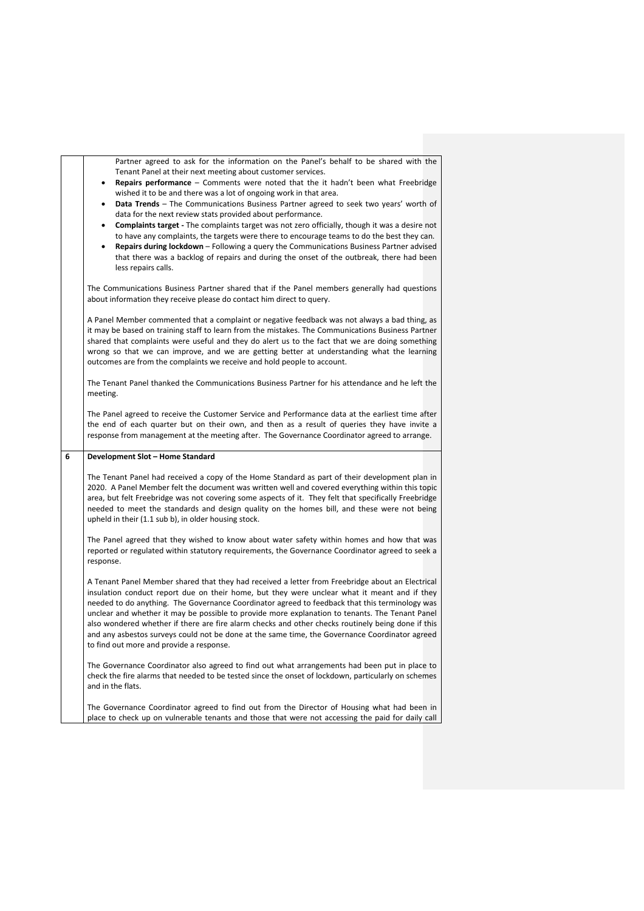Partner agreed to ask for the information on the Panel's behalf to be shared with the Tenant Panel at their next meeting about customer services.

- **Repairs performance** – Comments were noted that the it hadn't been what Freebridge wished it to be and there was a lot of ongoing work in that area.
- **Data Trends** – The Communications Business Partner agreed to seek two years' worth of data for the next review stats provided about performance.
- **Complaints target -** The complaints target was not zero officially, though it was a desire not to have any complaints, the targets were there to encourage teams to do the best they can.
- **Repairs during lockdown** – Following a query the Communications Business Partner advised that there was a backlog of repairs and during the onset of the outbreak, there had been less repairs calls.

The Communications Business Partner shared that if the Panel members generally had questions about information they receive please do contact him direct to query.

A Panel Member commented that a complaint or negative feedback was not always a bad thing, as it may be based on training staff to learn from the mistakes. The Communications Business Partner shared that complaints were useful and they do alert us to the fact that we are doing something wrong so that we can improve, and we are getting better at understanding what the learning outcomes are from the complaints we receive and hold people to account.

The Tenant Panel thanked the Communications Business Partner for his attendance and he left the meeting.

The Panel agreed to receive the Customer Service and Performance data at the earliest time after the end of each quarter but on their own, and then as a result of queries they have invite a response from management at the meeting after. The Governance Coordinator agreed to arrange.

## 6 Development Slot – Home Standard

The Tenant Panel had received a copy of the Home Standard as part of their development plan in 2020. A Panel Member felt the document was written well and covered everything within this topic area, but felt Freebridge was not covering some aspects of it. They felt that specifically Freebridge needed to meet the standards and design quality on the homes bill, and these were not being upheld in their (1.1 sub b), in older housing stock.

The Panel agreed that they wished to know about water safety within homes and how that was reported or regulated within statutory requirements, the Governance Coordinator agreed to seek a response.

A Tenant Panel Member shared that they had received a letter from Freebridge about an Electrical insulation conduct report due on their home, but they were unclear what it meant and if they needed to do anything. The Governance Coordinator agreed to feedback that this terminology was unclear and whether it may be possible to provide more explanation to tenants. The Tenant Panel also wondered whether if there are fire alarm checks and other checks routinely being done if this and any asbestos surveys could not be done at the same time, the Governance Coordinator agreed to find out more and provide a response.

The Governance Coordinator also agreed to find out what arrangements had been put in place to check the fire alarms that needed to be tested since the onset of lockdown, particularly on schemes and in the flats.

The Governance Coordinator agreed to find out from the Director of Housing what had been in place to check up on vulnerable tenants and those that were not accessing the paid for daily call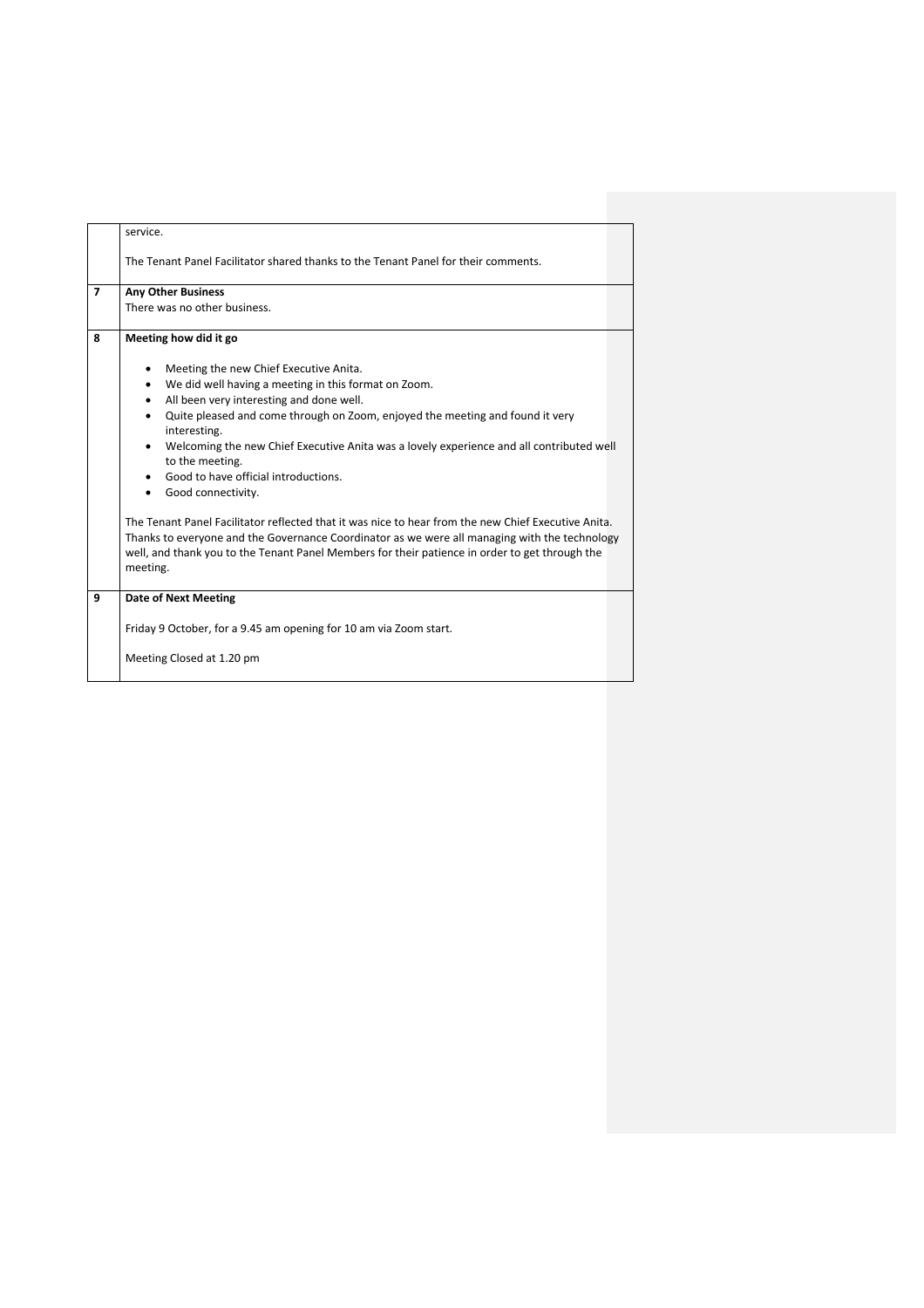| | |
|---|---|
| | service.<br><br>The Tenant Panel Facilitator shared thanks to the Tenant Panel for their comments. |
| 7 | **Any Other Business**<br>There was no other business. |
| 8 | **Meeting how did it go**<br><br>• Meeting the new Chief Executive Anita.<br>• We did well having a meeting in this format on Zoom.<br>• All been very interesting and done well.<br>• Quite pleased and come through on Zoom, enjoyed the meeting and found it very interesting.<br>• Welcoming the new Chief Executive Anita was a lovely experience and all contributed well to the meeting.<br>• Good to have official introductions.<br>• Good connectivity.<br><br>The Tenant Panel Facilitator reflected that it was nice to hear from the new Chief Executive Anita. Thanks to everyone and the Governance Coordinator as we were all managing with the technology well, and thank you to the Tenant Panel Members for their patience in order to get through the meeting. |
| 9 | **Date of Next Meeting**<br><br>Friday 9 October, for a 9.45 am opening for 10 am via Zoom start.<br><br>Meeting Closed at 1.20 pm |